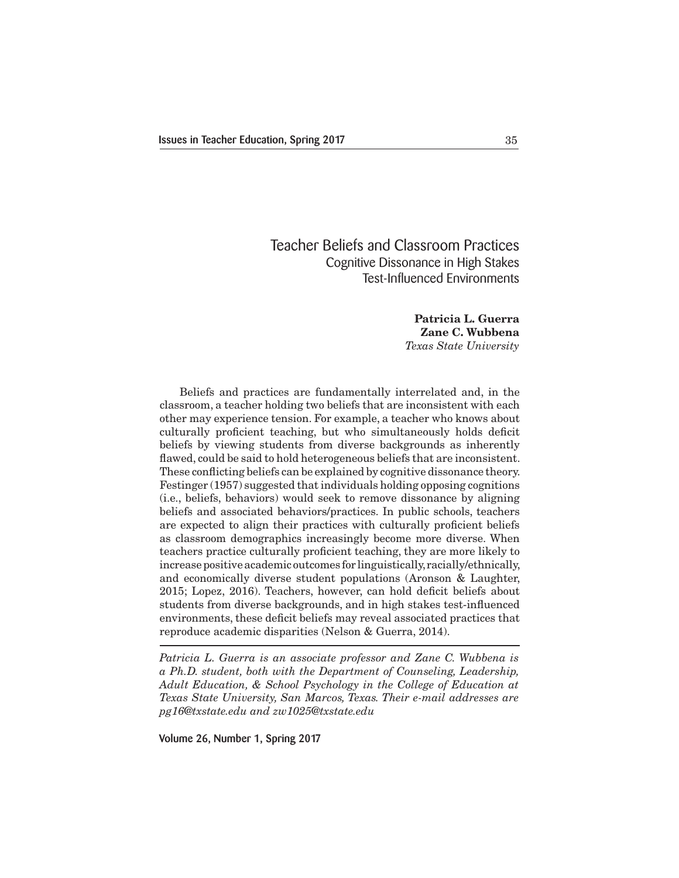# Teacher Beliefs and Classroom Practices

## Cognitive Dissonance in High Stakes Test-Influenced Environments

**Patricia L. Guerra**
**Zane C. Wubbena**
*Texas State University*

Beliefs and practices are fundamentally interrelated and, in the classroom, a teacher holding two beliefs that are inconsistent with each other may experience tension. For example, a teacher who knows about culturally proficient teaching, but who simultaneously holds deficit beliefs by viewing students from diverse backgrounds as inherently flawed, could be said to hold heterogeneous beliefs that are inconsistent. These conflicting beliefs can be explained by cognitive dissonance theory. Festinger (1957) suggested that individuals holding opposing cognitions (i.e., beliefs, behaviors) would seek to remove dissonance by aligning beliefs and associated behaviors/practices. In public schools, teachers are expected to align their practices with culturally proficient beliefs as classroom demographics increasingly become more diverse. When teachers practice culturally proficient teaching, they are more likely to increase positive academic outcomes for linguistically, racially/ethnically, and economically diverse student populations (Aronson & Laughter, 2015; Lopez, 2016). Teachers, however, can hold deficit beliefs about students from diverse backgrounds, and in high stakes test-influenced environments, these deficit beliefs may reveal associated practices that reproduce academic disparities (Nelson & Guerra, 2014).

---

*Patricia L. Guerra is an associate professor and Zane C. Wubbena is a Ph.D. student, both with the Department of Counseling, Leadership, Adult Education, & School Psychology in the College of Education at Texas State University, San Marcos, Texas. Their e-mail addresses are pg16@txstate.edu and zw1025@txstate.edu*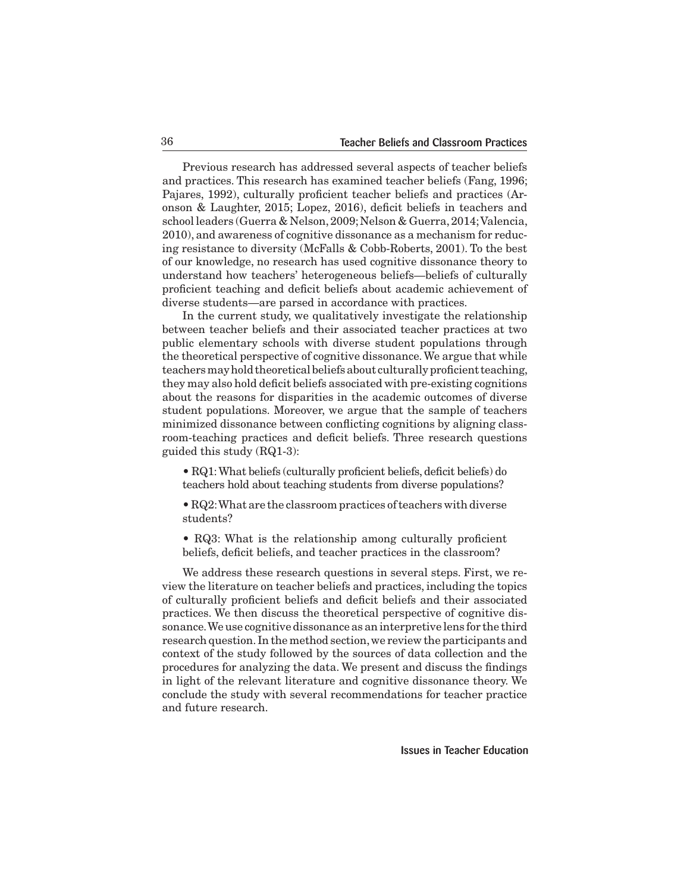Previous research has addressed several aspects of teacher beliefs and practices. This research has examined teacher beliefs (Fang, 1996; Pajares, 1992), culturally proficient teacher beliefs and practices (Aronson & Laughter, 2015; Lopez, 2016), deficit beliefs in teachers and school leaders (Guerra & Nelson, 2009; Nelson & Guerra, 2014; Valencia, 2010), and awareness of cognitive dissonance as a mechanism for reducing resistance to diversity (McFalls & Cobb-Roberts, 2001). To the best of our knowledge, no research has used cognitive dissonance theory to understand how teachers' heterogeneous beliefs—beliefs of culturally proficient teaching and deficit beliefs about academic achievement of diverse students—are parsed in accordance with practices.

In the current study, we qualitatively investigate the relationship between teacher beliefs and their associated teacher practices at two public elementary schools with diverse student populations through the theoretical perspective of cognitive dissonance. We argue that while teachers may hold theoretical beliefs about culturally proficient teaching, they may also hold deficit beliefs associated with pre-existing cognitions about the reasons for disparities in the academic outcomes of diverse student populations. Moreover, we argue that the sample of teachers minimized dissonance between conflicting cognitions by aligning classroom-teaching practices and deficit beliefs. Three research questions guided this study (RQ1-3):

- RQ1: What beliefs (culturally proficient beliefs, deficit beliefs) do teachers hold about teaching students from diverse populations?
- RQ2: What are the classroom practices of teachers with diverse students?
- RQ3: What is the relationship among culturally proficient beliefs, deficit beliefs, and teacher practices in the classroom?

We address these research questions in several steps. First, we review the literature on teacher beliefs and practices, including the topics of culturally proficient beliefs and deficit beliefs and their associated practices. We then discuss the theoretical perspective of cognitive dissonance. We use cognitive dissonance as an interpretive lens for the third research question. In the method section, we review the participants and context of the study followed by the sources of data collection and the procedures for analyzing the data. We present and discuss the findings in light of the relevant literature and cognitive dissonance theory. We conclude the study with several recommendations for teacher practice and future research.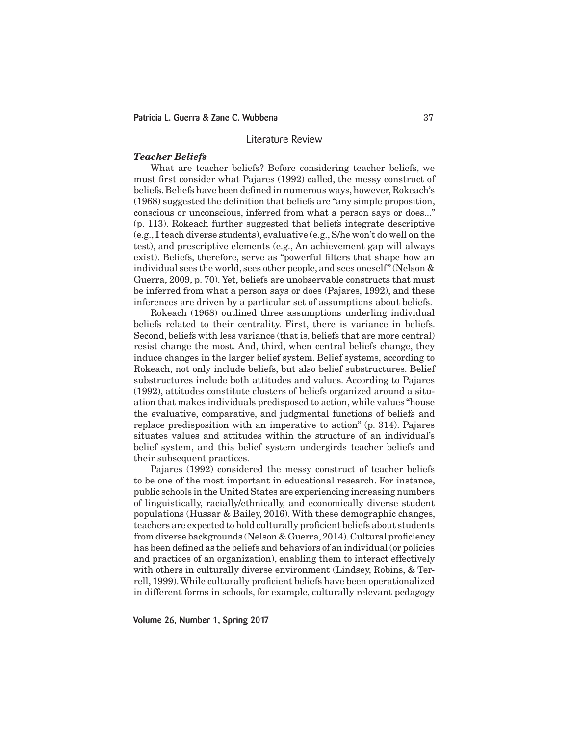## Literature Review

### *Teacher Beliefs*

What are teacher beliefs? Before considering teacher beliefs, we must first consider what Pajares (1992) called, the messy construct of beliefs. Beliefs have been defined in numerous ways, however, Rokeach's (1968) suggested the definition that beliefs are "any simple proposition, conscious or unconscious, inferred from what a person says or does..." (p. 113). Rokeach further suggested that beliefs integrate descriptive (e.g., I teach diverse students), evaluative (e.g., S/he won't do well on the test), and prescriptive elements (e.g., An achievement gap will always exist). Beliefs, therefore, serve as "powerful filters that shape how an individual sees the world, sees other people, and sees oneself" (Nelson & Guerra, 2009, p. 70). Yet, beliefs are unobservable constructs that must be inferred from what a person says or does (Pajares, 1992), and these inferences are driven by a particular set of assumptions about beliefs.

Rokeach (1968) outlined three assumptions underling individual beliefs related to their centrality. First, there is variance in beliefs. Second, beliefs with less variance (that is, beliefs that are more central) resist change the most. And, third, when central beliefs change, they induce changes in the larger belief system. Belief systems, according to Rokeach, not only include beliefs, but also belief substructures. Belief substructures include both attitudes and values. According to Pajares (1992), attitudes constitute clusters of beliefs organized around a situation that makes individuals predisposed to action, while values "house the evaluative, comparative, and judgmental functions of beliefs and replace predisposition with an imperative to action" (p. 314). Pajares situates values and attitudes within the structure of an individual's belief system, and this belief system undergirds teacher beliefs and their subsequent practices.

Pajares (1992) considered the messy construct of teacher beliefs to be one of the most important in educational research. For instance, public schools in the United States are experiencing increasing numbers of linguistically, racially/ethnically, and economically diverse student populations (Hussar & Bailey, 2016). With these demographic changes, teachers are expected to hold culturally proficient beliefs about students from diverse backgrounds (Nelson & Guerra, 2014). Cultural proficiency has been defined as the beliefs and behaviors of an individual (or policies and practices of an organization), enabling them to interact effectively with others in culturally diverse environment (Lindsey, Robins, & Terrell, 1999). While culturally proficient beliefs have been operationalized in different forms in schools, for example, culturally relevant pedagogy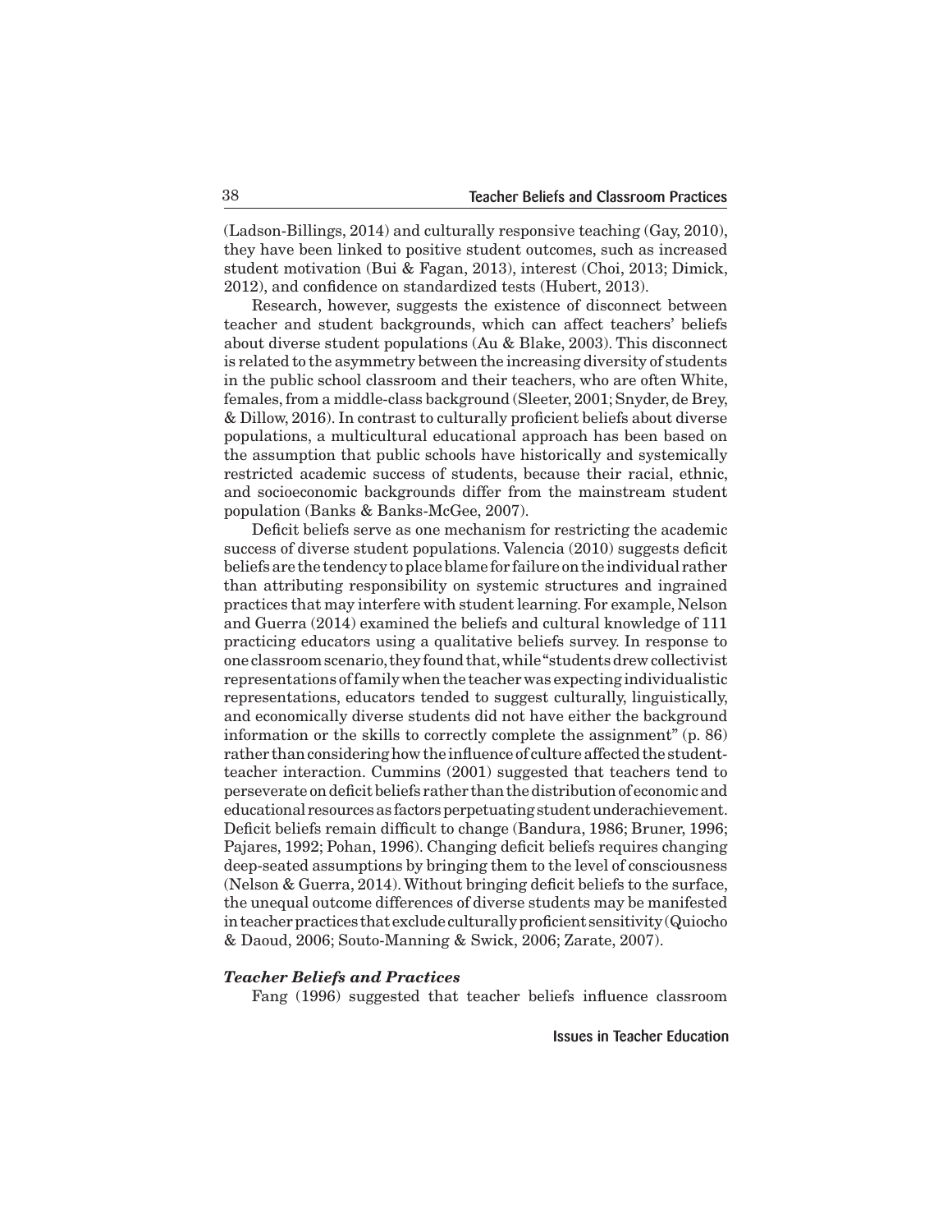(Ladson-Billings, 2014) and culturally responsive teaching (Gay, 2010), they have been linked to positive student outcomes, such as increased student motivation (Bui & Fagan, 2013), interest (Choi, 2013; Dimick, 2012), and confidence on standardized tests (Hubert, 2013).

Research, however, suggests the existence of disconnect between teacher and student backgrounds, which can affect teachers' beliefs about diverse student populations (Au & Blake, 2003). This disconnect is related to the asymmetry between the increasing diversity of students in the public school classroom and their teachers, who are often White, females, from a middle-class background (Sleeter, 2001; Snyder, de Brey, & Dillow, 2016). In contrast to culturally proficient beliefs about diverse populations, a multicultural educational approach has been based on the assumption that public schools have historically and systemically restricted academic success of students, because their racial, ethnic, and socioeconomic backgrounds differ from the mainstream student population (Banks & Banks-McGee, 2007).

Deficit beliefs serve as one mechanism for restricting the academic success of diverse student populations. Valencia (2010) suggests deficit beliefs are the tendency to place blame for failure on the individual rather than attributing responsibility on systemic structures and ingrained practices that may interfere with student learning. For example, Nelson and Guerra (2014) examined the beliefs and cultural knowledge of 111 practicing educators using a qualitative beliefs survey. In response to one classroom scenario, they found that, while "students drew collectivist representations of family when the teacher was expecting individualistic representations, educators tended to suggest culturally, linguistically, and economically diverse students did not have either the background information or the skills to correctly complete the assignment" (p. 86) rather than considering how the influence of culture affected the student-teacher interaction. Cummins (2001) suggested that teachers tend to perseverate on deficit beliefs rather than the distribution of economic and educational resources as factors perpetuating student underachievement. Deficit beliefs remain difficult to change (Bandura, 1986; Bruner, 1996; Pajares, 1992; Pohan, 1996). Changing deficit beliefs requires changing deep-seated assumptions by bringing them to the level of consciousness (Nelson & Guerra, 2014). Without bringing deficit beliefs to the surface, the unequal outcome differences of diverse students may be manifested in teacher practices that exclude culturally proficient sensitivity (Quiocho & Daoud, 2006; Souto-Manning & Swick, 2006; Zarate, 2007).

### *Teacher Beliefs and Practices*

Fang (1996) suggested that teacher beliefs influence classroom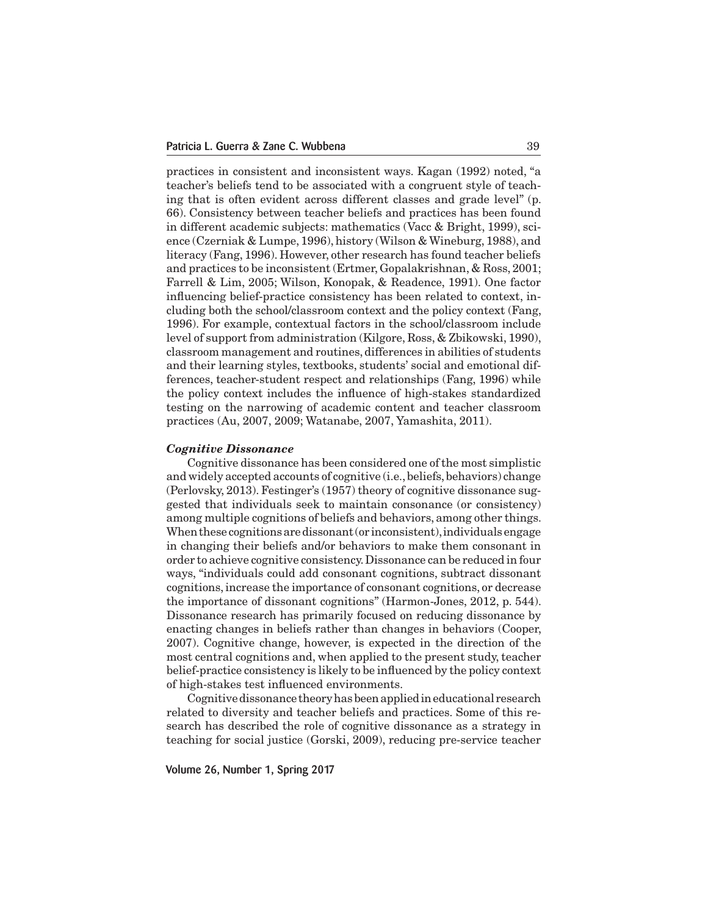practices in consistent and inconsistent ways. Kagan (1992) noted, "a teacher's beliefs tend to be associated with a congruent style of teaching that is often evident across different classes and grade level" (p. 66). Consistency between teacher beliefs and practices has been found in different academic subjects: mathematics (Vacc & Bright, 1999), science (Czerniak & Lumpe, 1996), history (Wilson & Wineburg, 1988), and literacy (Fang, 1996). However, other research has found teacher beliefs and practices to be inconsistent (Ertmer, Gopalakrishnan, & Ross, 2001; Farrell & Lim, 2005; Wilson, Konopak, & Readence, 1991). One factor influencing belief-practice consistency has been related to context, including both the school/classroom context and the policy context (Fang, 1996). For example, contextual factors in the school/classroom include level of support from administration (Kilgore, Ross, & Zbikowski, 1990), classroom management and routines, differences in abilities of students and their learning styles, textbooks, students' social and emotional differences, teacher-student respect and relationships (Fang, 1996) while the policy context includes the influence of high-stakes standardized testing on the narrowing of academic content and teacher classroom practices (Au, 2007, 2009; Watanabe, 2007, Yamashita, 2011).

***Cognitive Dissonance***

Cognitive dissonance has been considered one of the most simplistic and widely accepted accounts of cognitive (i.e., beliefs, behaviors) change (Perlovsky, 2013). Festinger's (1957) theory of cognitive dissonance suggested that individuals seek to maintain consonance (or consistency) among multiple cognitions of beliefs and behaviors, among other things. When these cognitions are dissonant (or inconsistent), individuals engage in changing their beliefs and/or behaviors to make them consonant in order to achieve cognitive consistency. Dissonance can be reduced in four ways, "individuals could add consonant cognitions, subtract dissonant cognitions, increase the importance of consonant cognitions, or decrease the importance of dissonant cognitions" (Harmon-Jones, 2012, p. 544). Dissonance research has primarily focused on reducing dissonance by enacting changes in beliefs rather than changes in behaviors (Cooper, 2007). Cognitive change, however, is expected in the direction of the most central cognitions and, when applied to the present study, teacher belief-practice consistency is likely to be influenced by the policy context of high-stakes test influenced environments.

Cognitive dissonance theory has been applied in educational research related to diversity and teacher beliefs and practices. Some of this research has described the role of cognitive dissonance as a strategy in teaching for social justice (Gorski, 2009), reducing pre-service teacher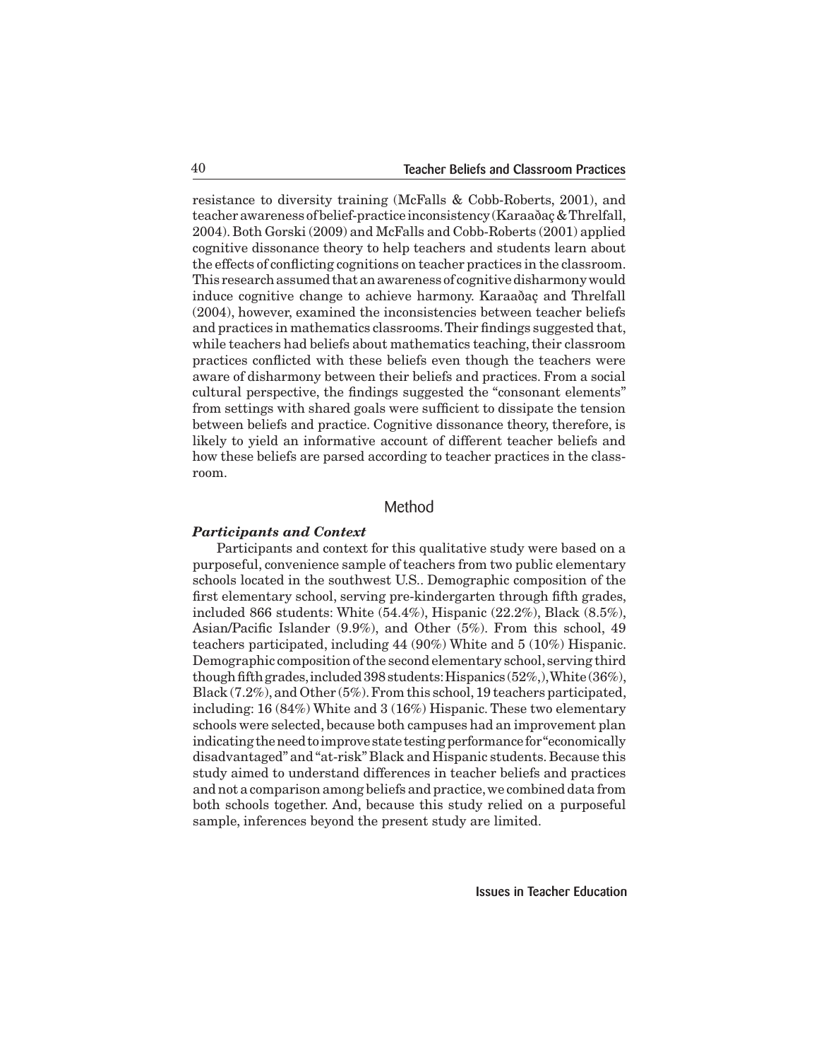resistance to diversity training (McFalls & Cobb-Roberts, 2001), and teacher awareness of belief-practice inconsistency (Karaaðaç & Threlfall, 2004). Both Gorski (2009) and McFalls and Cobb-Roberts (2001) applied cognitive dissonance theory to help teachers and students learn about the effects of conflicting cognitions on teacher practices in the classroom. This research assumed that an awareness of cognitive disharmony would induce cognitive change to achieve harmony. Karaaðaç and Threlfall (2004), however, examined the inconsistencies between teacher beliefs and practices in mathematics classrooms. Their findings suggested that, while teachers had beliefs about mathematics teaching, their classroom practices conflicted with these beliefs even though the teachers were aware of disharmony between their beliefs and practices. From a social cultural perspective, the findings suggested the "consonant elements" from settings with shared goals were sufficient to dissipate the tension between beliefs and practice. Cognitive dissonance theory, therefore, is likely to yield an informative account of different teacher beliefs and how these beliefs are parsed according to teacher practices in the classroom.

## Method

### *Participants and Context*

Participants and context for this qualitative study were based on a purposeful, convenience sample of teachers from two public elementary schools located in the southwest U.S.. Demographic composition of the first elementary school, serving pre-kindergarten through fifth grades, included 866 students: White (54.4%), Hispanic (22.2%), Black (8.5%), Asian/Pacific Islander (9.9%), and Other (5%). From this school, 49 teachers participated, including 44 (90%) White and 5 (10%) Hispanic. Demographic composition of the second elementary school, serving third though fifth grades, included 398 students: Hispanics (52%,), White (36%), Black (7.2%), and Other (5%). From this school, 19 teachers participated, including: 16 (84%) White and 3 (16%) Hispanic. These two elementary schools were selected, because both campuses had an improvement plan indicating the need to improve state testing performance for "economically disadvantaged" and "at-risk" Black and Hispanic students. Because this study aimed to understand differences in teacher beliefs and practices and not a comparison among beliefs and practice, we combined data from both schools together. And, because this study relied on a purposeful sample, inferences beyond the present study are limited.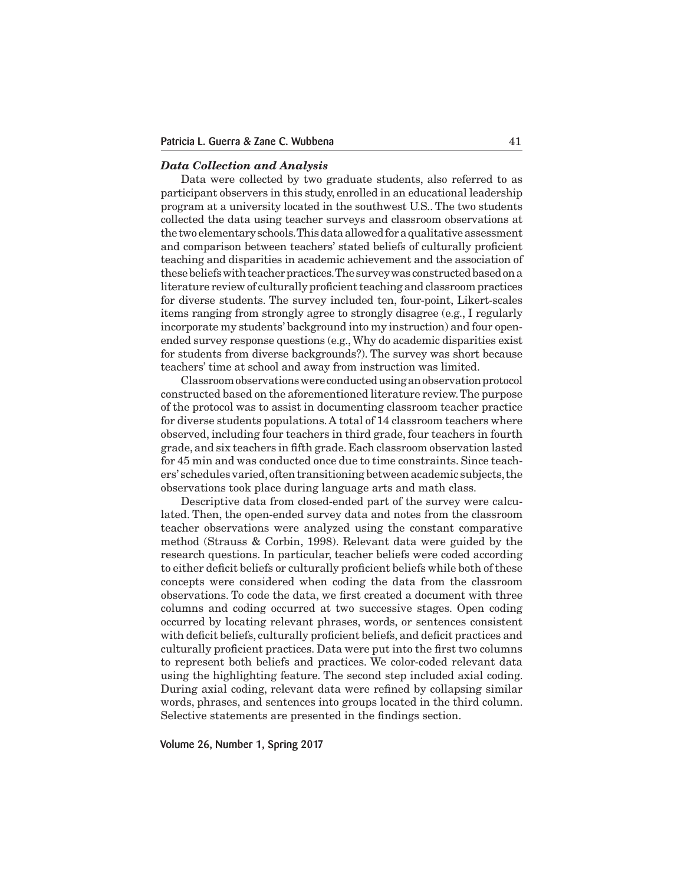### *Data Collection and Analysis*

Data were collected by two graduate students, also referred to as participant observers in this study, enrolled in an educational leadership program at a university located in the southwest U.S.. The two students collected the data using teacher surveys and classroom observations at the two elementary schools. This data allowed for a qualitative assessment and comparison between teachers' stated beliefs of culturally proficient teaching and disparities in academic achievement and the association of these beliefs with teacher practices. The survey was constructed based on a literature review of culturally proficient teaching and classroom practices for diverse students. The survey included ten, four-point, Likert-scales items ranging from strongly agree to strongly disagree (e.g., I regularly incorporate my students' background into my instruction) and four open-ended survey response questions (e.g., Why do academic disparities exist for students from diverse backgrounds?). The survey was short because teachers' time at school and away from instruction was limited.

Classroom observations were conducted using an observation protocol constructed based on the aforementioned literature review. The purpose of the protocol was to assist in documenting classroom teacher practice for diverse students populations. A total of 14 classroom teachers where observed, including four teachers in third grade, four teachers in fourth grade, and six teachers in fifth grade. Each classroom observation lasted for 45 min and was conducted once due to time constraints. Since teachers' schedules varied, often transitioning between academic subjects, the observations took place during language arts and math class.

Descriptive data from closed-ended part of the survey were calculated. Then, the open-ended survey data and notes from the classroom teacher observations were analyzed using the constant comparative method (Strauss & Corbin, 1998). Relevant data were guided by the research questions. In particular, teacher beliefs were coded according to either deficit beliefs or culturally proficient beliefs while both of these concepts were considered when coding the data from the classroom observations. To code the data, we first created a document with three columns and coding occurred at two successive stages. Open coding occurred by locating relevant phrases, words, or sentences consistent with deficit beliefs, culturally proficient beliefs, and deficit practices and culturally proficient practices. Data were put into the first two columns to represent both beliefs and practices. We color-coded relevant data using the highlighting feature. The second step included axial coding. During axial coding, relevant data were refined by collapsing similar words, phrases, and sentences into groups located in the third column. Selective statements are presented in the findings section.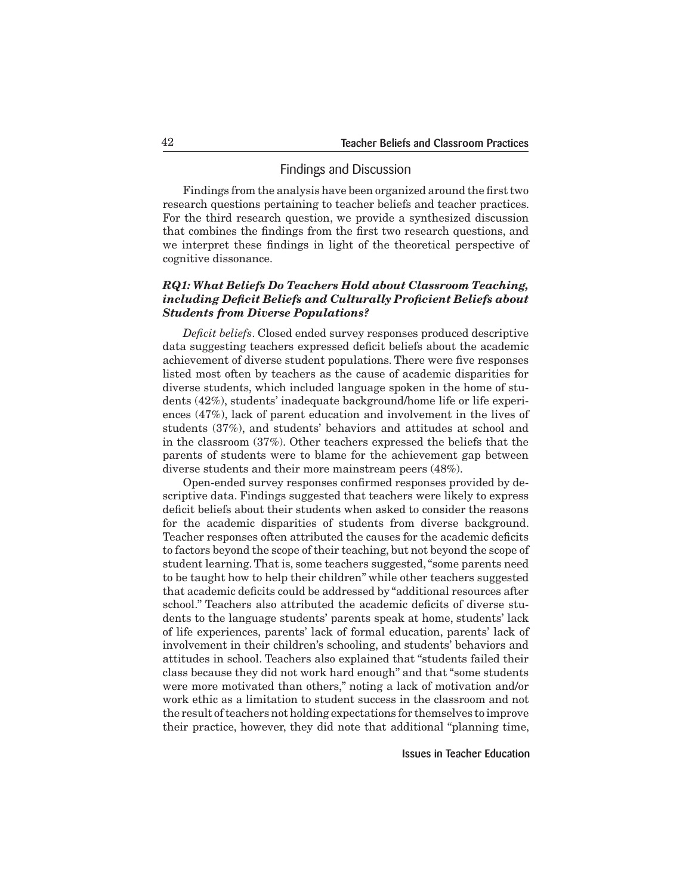## Findings and Discussion

Findings from the analysis have been organized around the first two research questions pertaining to teacher beliefs and teacher practices. For the third research question, we provide a synthesized discussion that combines the findings from the first two research questions, and we interpret these findings in light of the theoretical perspective of cognitive dissonance.

### *RQ1: What Beliefs Do Teachers Hold about Classroom Teaching, including Deficit Beliefs and Culturally Proficient Beliefs about Students from Diverse Populations?*

*Deficit beliefs*. Closed ended survey responses produced descriptive data suggesting teachers expressed deficit beliefs about the academic achievement of diverse student populations. There were five responses listed most often by teachers as the cause of academic disparities for diverse students, which included language spoken in the home of students (42%), students' inadequate background/home life or life experiences (47%), lack of parent education and involvement in the lives of students (37%), and students' behaviors and attitudes at school and in the classroom (37%). Other teachers expressed the beliefs that the parents of students were to blame for the achievement gap between diverse students and their more mainstream peers (48%).

Open-ended survey responses confirmed responses provided by descriptive data. Findings suggested that teachers were likely to express deficit beliefs about their students when asked to consider the reasons for the academic disparities of students from diverse background. Teacher responses often attributed the causes for the academic deficits to factors beyond the scope of their teaching, but not beyond the scope of student learning. That is, some teachers suggested, "some parents need to be taught how to help their children" while other teachers suggested that academic deficits could be addressed by "additional resources after school." Teachers also attributed the academic deficits of diverse students to the language students' parents speak at home, students' lack of life experiences, parents' lack of formal education, parents' lack of involvement in their children's schooling, and students' behaviors and attitudes in school. Teachers also explained that "students failed their class because they did not work hard enough" and that "some students were more motivated than others," noting a lack of motivation and/or work ethic as a limitation to student success in the classroom and not the result of teachers not holding expectations for themselves to improve their practice, however, they did note that additional "planning time,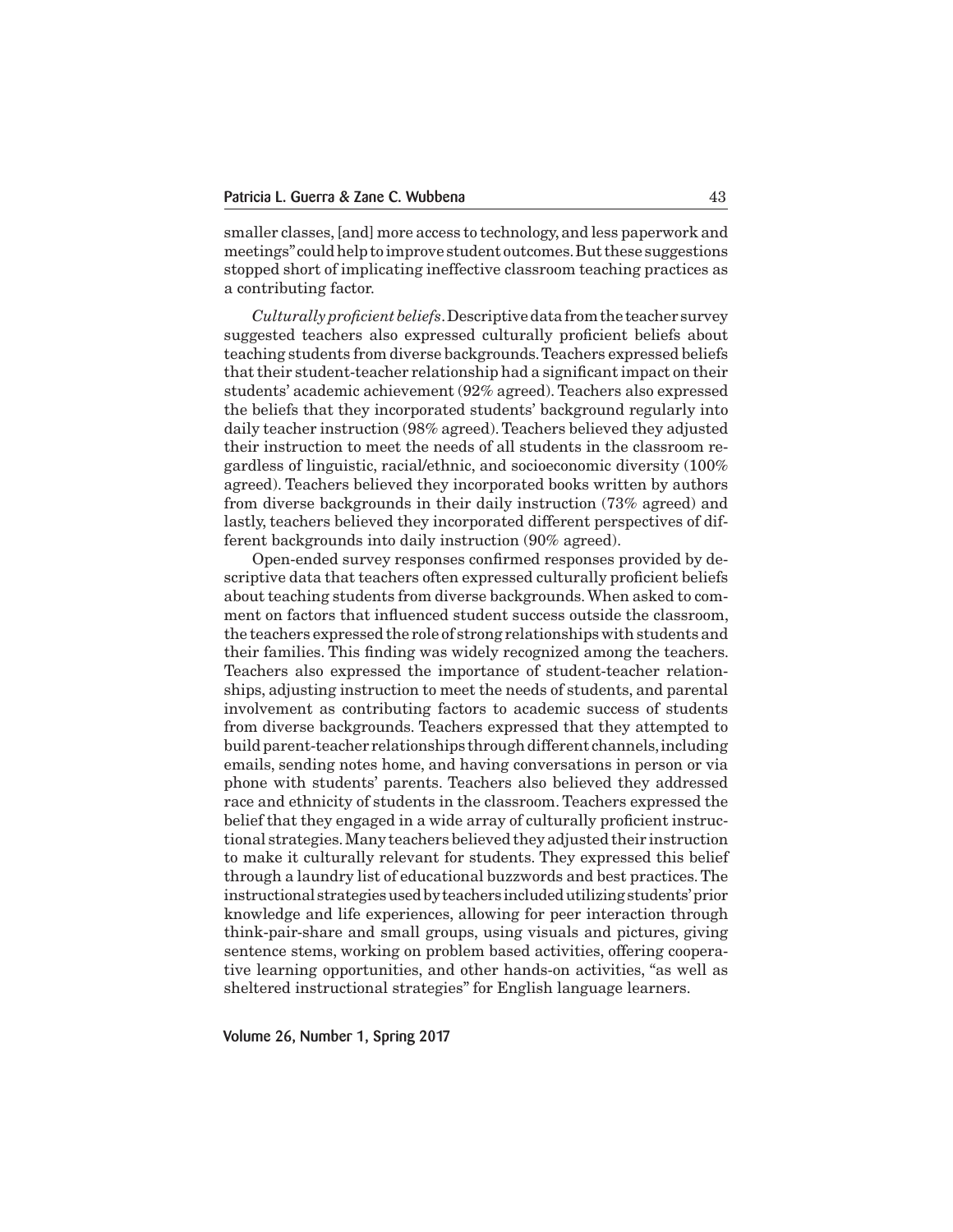smaller classes, [and] more access to technology, and less paperwork and meetings" could help to improve student outcomes. But these suggestions stopped short of implicating ineffective classroom teaching practices as a contributing factor.

*Culturally proficient beliefs*. Descriptive data from the teacher survey suggested teachers also expressed culturally proficient beliefs about teaching students from diverse backgrounds. Teachers expressed beliefs that their student-teacher relationship had a significant impact on their students' academic achievement (92% agreed). Teachers also expressed the beliefs that they incorporated students' background regularly into daily teacher instruction (98% agreed). Teachers believed they adjusted their instruction to meet the needs of all students in the classroom regardless of linguistic, racial/ethnic, and socioeconomic diversity (100% agreed). Teachers believed they incorporated books written by authors from diverse backgrounds in their daily instruction (73% agreed) and lastly, teachers believed they incorporated different perspectives of different backgrounds into daily instruction (90% agreed).

Open-ended survey responses confirmed responses provided by descriptive data that teachers often expressed culturally proficient beliefs about teaching students from diverse backgrounds. When asked to comment on factors that influenced student success outside the classroom, the teachers expressed the role of strong relationships with students and their families. This finding was widely recognized among the teachers. Teachers also expressed the importance of student-teacher relationships, adjusting instruction to meet the needs of students, and parental involvement as contributing factors to academic success of students from diverse backgrounds. Teachers expressed that they attempted to build parent-teacher relationships through different channels, including emails, sending notes home, and having conversations in person or via phone with students' parents. Teachers also believed they addressed race and ethnicity of students in the classroom. Teachers expressed the belief that they engaged in a wide array of culturally proficient instructional strategies. Many teachers believed they adjusted their instruction to make it culturally relevant for students. They expressed this belief through a laundry list of educational buzzwords and best practices. The instructional strategies used by teachers included utilizing students' prior knowledge and life experiences, allowing for peer interaction through think-pair-share and small groups, using visuals and pictures, giving sentence stems, working on problem based activities, offering cooperative learning opportunities, and other hands-on activities, "as well as sheltered instructional strategies" for English language learners.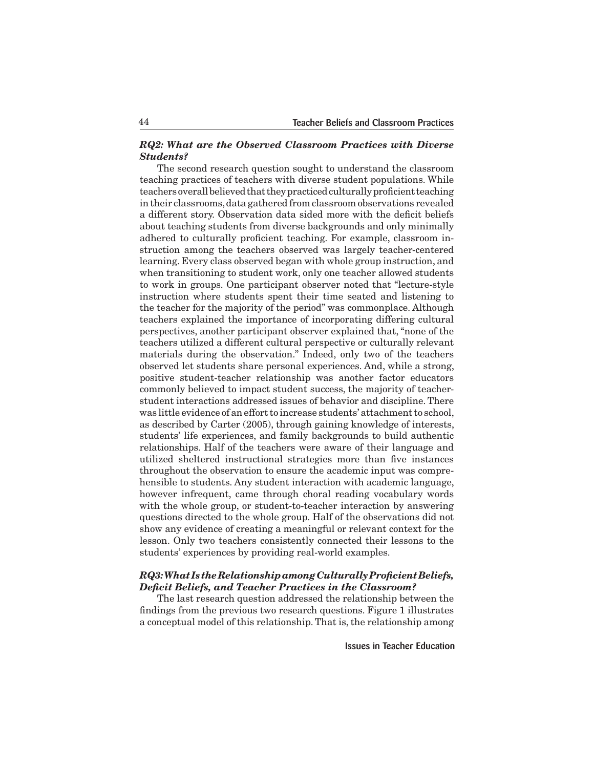### *RQ2: What are the Observed Classroom Practices with Diverse Students?*

The second research question sought to understand the classroom teaching practices of teachers with diverse student populations. While teachers overall believed that they practiced culturally proficient teaching in their classrooms, data gathered from classroom observations revealed a different story. Observation data sided more with the deficit beliefs about teaching students from diverse backgrounds and only minimally adhered to culturally proficient teaching. For example, classroom instruction among the teachers observed was largely teacher-centered learning. Every class observed began with whole group instruction, and when transitioning to student work, only one teacher allowed students to work in groups. One participant observer noted that "lecture-style instruction where students spent their time seated and listening to the teacher for the majority of the period" was commonplace. Although teachers explained the importance of incorporating differing cultural perspectives, another participant observer explained that, "none of the teachers utilized a different cultural perspective or culturally relevant materials during the observation." Indeed, only two of the teachers observed let students share personal experiences. And, while a strong, positive student-teacher relationship was another factor educators commonly believed to impact student success, the majority of teacher-student interactions addressed issues of behavior and discipline. There was little evidence of an effort to increase students' attachment to school, as described by Carter (2005), through gaining knowledge of interests, students' life experiences, and family backgrounds to build authentic relationships. Half of the teachers were aware of their language and utilized sheltered instructional strategies more than five instances throughout the observation to ensure the academic input was comprehensible to students. Any student interaction with academic language, however infrequent, came through choral reading vocabulary words with the whole group, or student-to-teacher interaction by answering questions directed to the whole group. Half of the observations did not show any evidence of creating a meaningful or relevant context for the lesson. Only two teachers consistently connected their lessons to the students' experiences by providing real-world examples.

### *RQ3: What Is the Relationship among Culturally Proficient Beliefs, Deficit Beliefs, and Teacher Practices in the Classroom?*

The last research question addressed the relationship between the findings from the previous two research questions. Figure 1 illustrates a conceptual model of this relationship. That is, the relationship among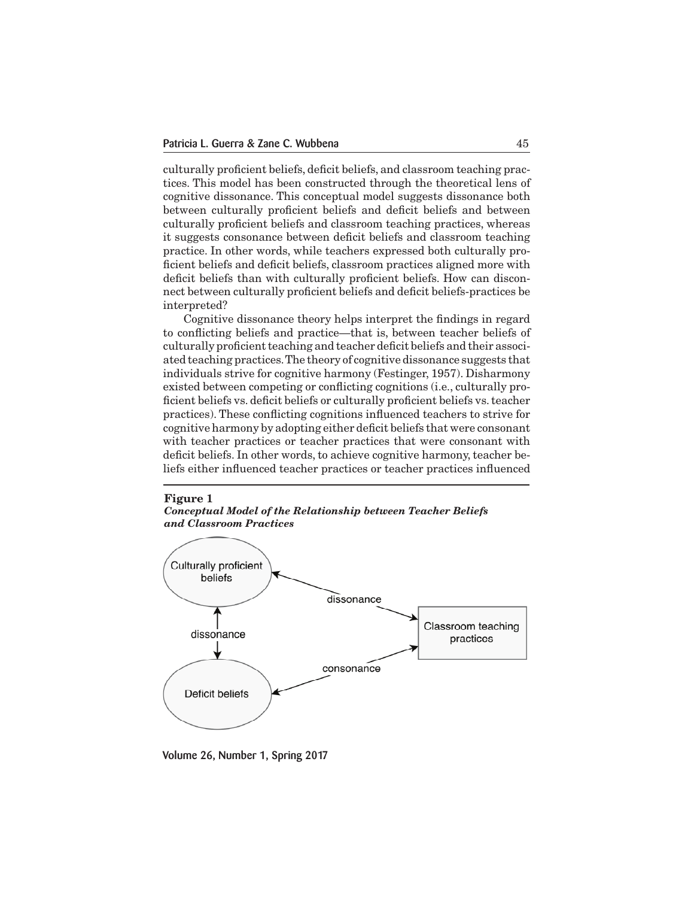culturally proficient beliefs, deficit beliefs, and classroom teaching practices. This model has been constructed through the theoretical lens of cognitive dissonance. This conceptual model suggests dissonance both between culturally proficient beliefs and deficit beliefs and between culturally proficient beliefs and classroom teaching practices, whereas it suggests consonance between deficit beliefs and classroom teaching practice. In other words, while teachers expressed both culturally proficient beliefs and deficit beliefs, classroom practices aligned more with deficit beliefs than with culturally proficient beliefs. How can disconnect between culturally proficient beliefs and deficit beliefs-practices be interpreted?

Cognitive dissonance theory helps interpret the findings in regard to conflicting beliefs and practice—that is, between teacher beliefs of culturally proficient teaching and teacher deficit beliefs and their associated teaching practices. The theory of cognitive dissonance suggests that individuals strive for cognitive harmony (Festinger, 1957). Disharmony existed between competing or conflicting cognitions (i.e., culturally proficient beliefs vs. deficit beliefs or culturally proficient beliefs vs. teacher practices). These conflicting cognitions influenced teachers to strive for cognitive harmony by adopting either deficit beliefs that were consonant with teacher practices or teacher practices that were consonant with deficit beliefs. In other words, to achieve cognitive harmony, teacher beliefs either influenced teacher practices or teacher practices influenced

**Figure 1**
***Conceptual Model of the Relationship between Teacher Beliefs and Classroom Practices***

Culturally proficient beliefs

dissonance

Classroom teaching practices

dissonance

consonance

Deficit beliefs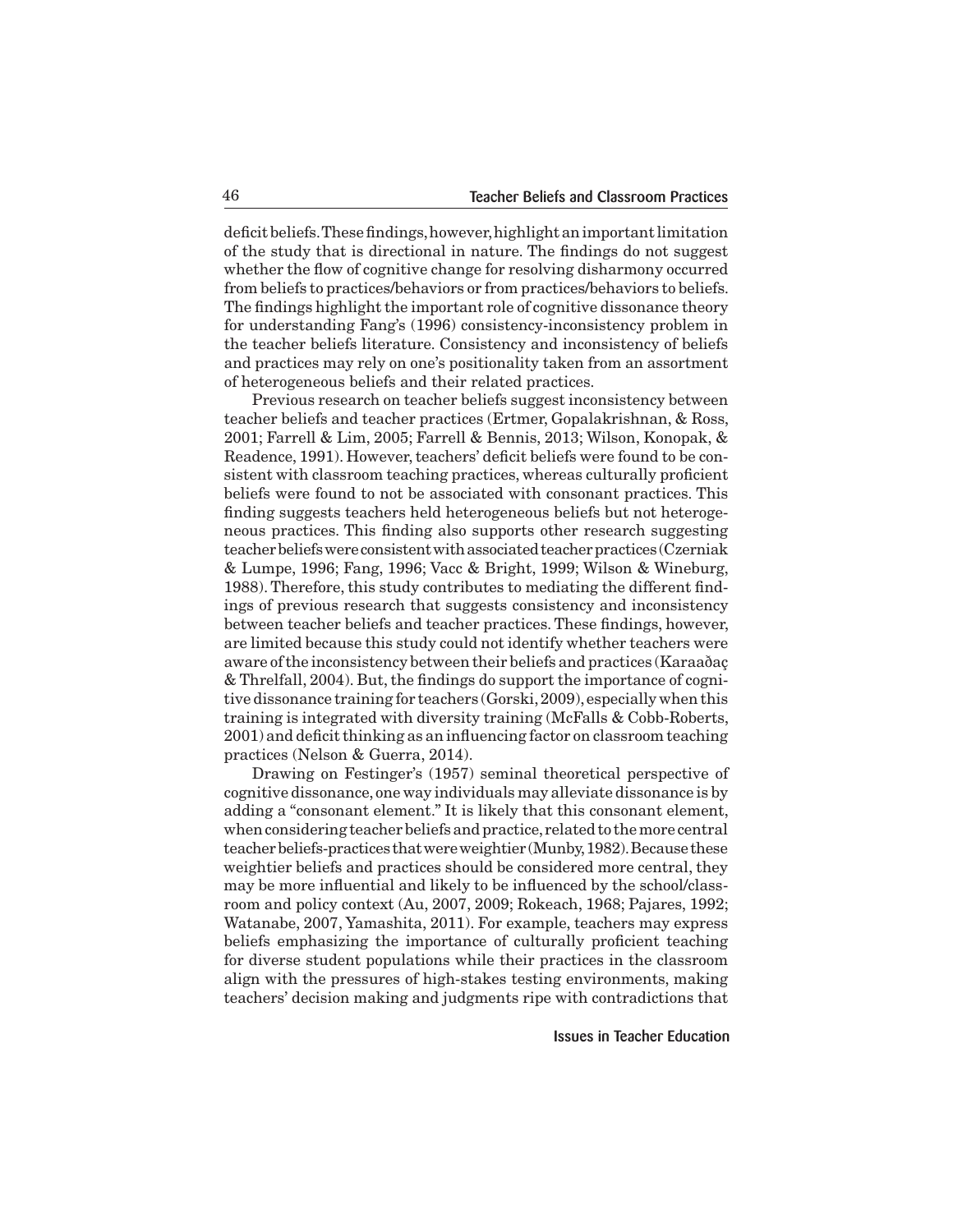deficit beliefs. These findings, however, highlight an important limitation of the study that is directional in nature. The findings do not suggest whether the flow of cognitive change for resolving disharmony occurred from beliefs to practices/behaviors or from practices/behaviors to beliefs. The findings highlight the important role of cognitive dissonance theory for understanding Fang's (1996) consistency-inconsistency problem in the teacher beliefs literature. Consistency and inconsistency of beliefs and practices may rely on one's positionality taken from an assortment of heterogeneous beliefs and their related practices.

Previous research on teacher beliefs suggest inconsistency between teacher beliefs and teacher practices (Ertmer, Gopalakrishnan, & Ross, 2001; Farrell & Lim, 2005; Farrell & Bennis, 2013; Wilson, Konopak, & Readence, 1991). However, teachers' deficit beliefs were found to be consistent with classroom teaching practices, whereas culturally proficient beliefs were found to not be associated with consonant practices. This finding suggests teachers held heterogeneous beliefs but not heterogeneous practices. This finding also supports other research suggesting teacher beliefs were consistent with associated teacher practices (Czerniak & Lumpe, 1996; Fang, 1996; Vacc & Bright, 1999; Wilson & Wineburg, 1988). Therefore, this study contributes to mediating the different findings of previous research that suggests consistency and inconsistency between teacher beliefs and teacher practices. These findings, however, are limited because this study could not identify whether teachers were aware of the inconsistency between their beliefs and practices (Karaaðaç & Threlfall, 2004). But, the findings do support the importance of cognitive dissonance training for teachers (Gorski, 2009), especially when this training is integrated with diversity training (McFalls & Cobb-Roberts, 2001) and deficit thinking as an influencing factor on classroom teaching practices (Nelson & Guerra, 2014).

Drawing on Festinger's (1957) seminal theoretical perspective of cognitive dissonance, one way individuals may alleviate dissonance is by adding a "consonant element." It is likely that this consonant element, when considering teacher beliefs and practice, related to the more central teacher beliefs-practices that were weightier (Munby, 1982). Because these weightier beliefs and practices should be considered more central, they may be more influential and likely to be influenced by the school/classroom and policy context (Au, 2007, 2009; Rokeach, 1968; Pajares, 1992; Watanabe, 2007, Yamashita, 2011). For example, teachers may express beliefs emphasizing the importance of culturally proficient teaching for diverse student populations while their practices in the classroom align with the pressures of high-stakes testing environments, making teachers' decision making and judgments ripe with contradictions that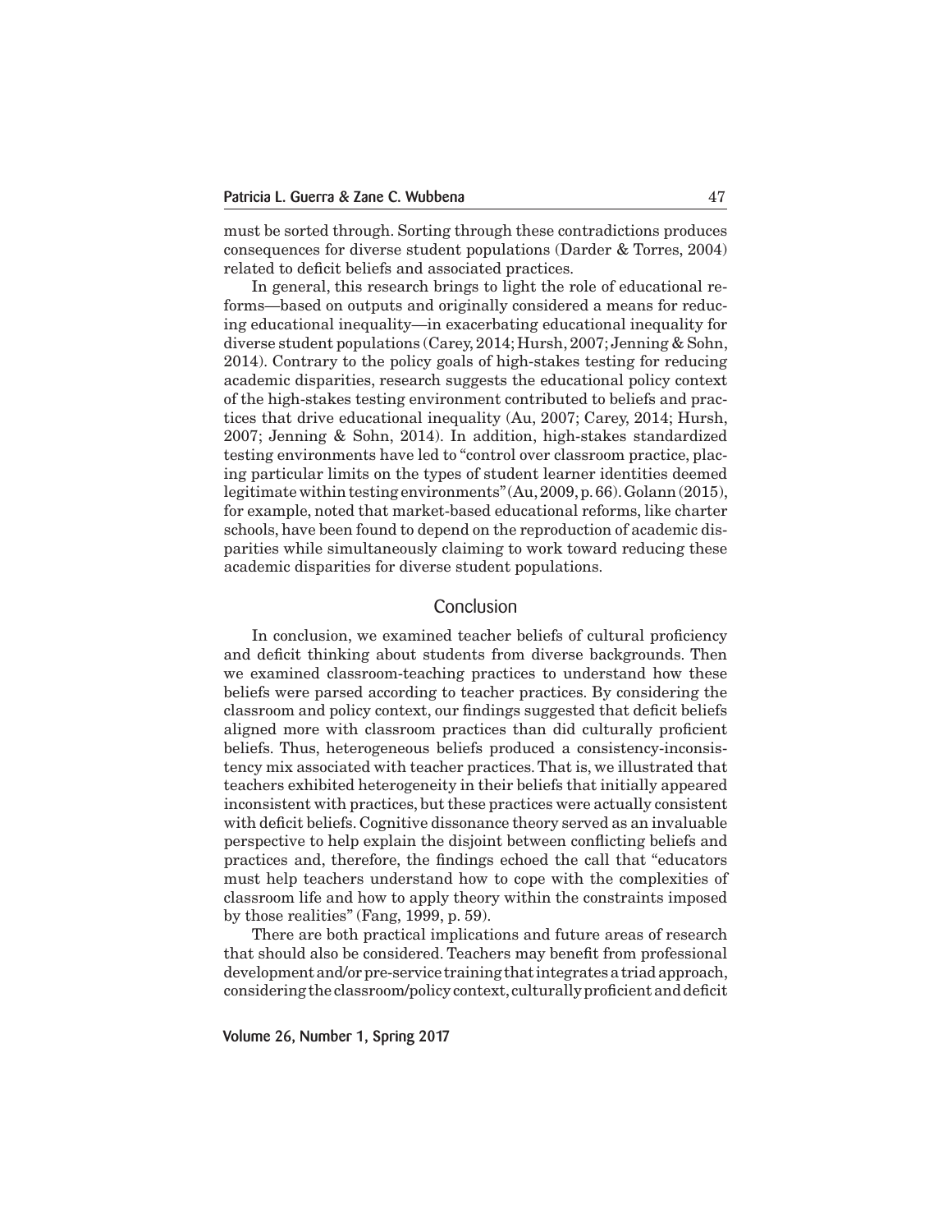must be sorted through. Sorting through these contradictions produces consequences for diverse student populations (Darder & Torres, 2004) related to deficit beliefs and associated practices.

In general, this research brings to light the role of educational reforms—based on outputs and originally considered a means for reducing educational inequality—in exacerbating educational inequality for diverse student populations (Carey, 2014; Hursh, 2007; Jenning & Sohn, 2014). Contrary to the policy goals of high-stakes testing for reducing academic disparities, research suggests the educational policy context of the high-stakes testing environment contributed to beliefs and practices that drive educational inequality (Au, 2007; Carey, 2014; Hursh, 2007; Jenning & Sohn, 2014). In addition, high-stakes standardized testing environments have led to "control over classroom practice, placing particular limits on the types of student learner identities deemed legitimate within testing environments" (Au, 2009, p. 66). Golann (2015), for example, noted that market-based educational reforms, like charter schools, have been found to depend on the reproduction of academic disparities while simultaneously claiming to work toward reducing these academic disparities for diverse student populations.

## Conclusion

In conclusion, we examined teacher beliefs of cultural proficiency and deficit thinking about students from diverse backgrounds. Then we examined classroom-teaching practices to understand how these beliefs were parsed according to teacher practices. By considering the classroom and policy context, our findings suggested that deficit beliefs aligned more with classroom practices than did culturally proficient beliefs. Thus, heterogeneous beliefs produced a consistency-inconsistency mix associated with teacher practices. That is, we illustrated that teachers exhibited heterogeneity in their beliefs that initially appeared inconsistent with practices, but these practices were actually consistent with deficit beliefs. Cognitive dissonance theory served as an invaluable perspective to help explain the disjoint between conflicting beliefs and practices and, therefore, the findings echoed the call that "educators must help teachers understand how to cope with the complexities of classroom life and how to apply theory within the constraints imposed by those realities" (Fang, 1999, p. 59).

There are both practical implications and future areas of research that should also be considered. Teachers may benefit from professional development and/or pre-service training that integrates a triad approach, considering the classroom/policy context, culturally proficient and deficit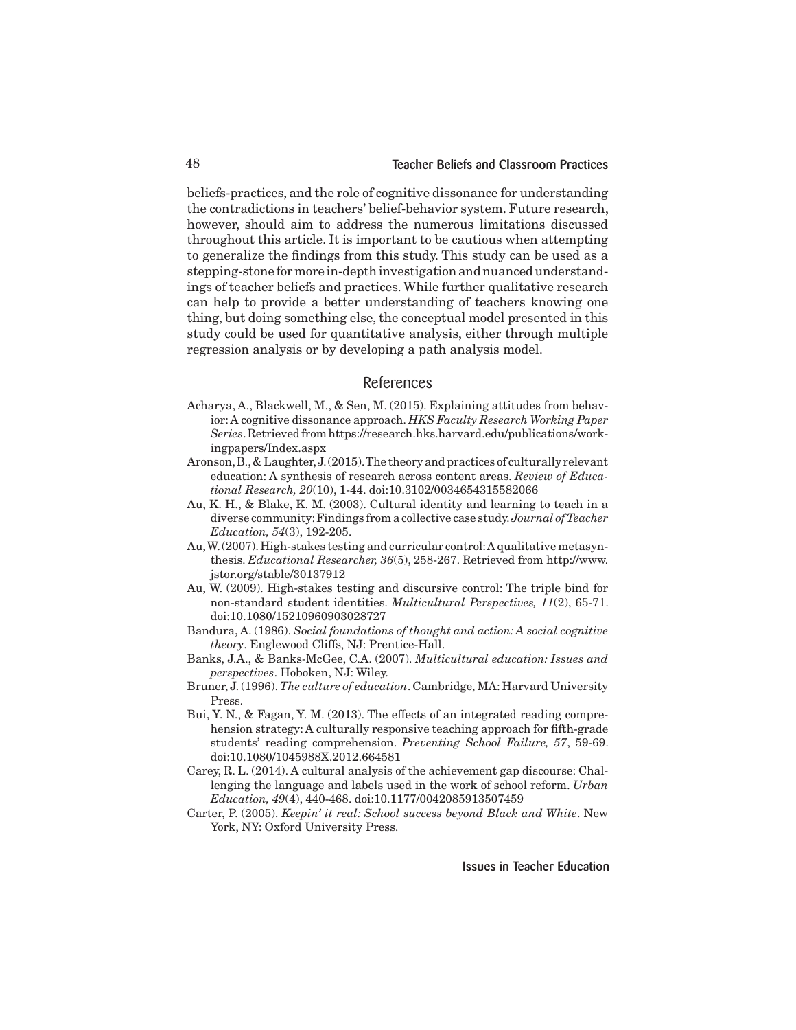beliefs-practices, and the role of cognitive dissonance for understanding the contradictions in teachers' belief-behavior system. Future research, however, should aim to address the numerous limitations discussed throughout this article. It is important to be cautious when attempting to generalize the findings from this study. This study can be used as a stepping-stone for more in-depth investigation and nuanced understandings of teacher beliefs and practices. While further qualitative research can help to provide a better understanding of teachers knowing one thing, but doing something else, the conceptual model presented in this study could be used for quantitative analysis, either through multiple regression analysis or by developing a path analysis model.

## References

Acharya, A., Blackwell, M., & Sen, M. (2015). Explaining attitudes from behavior: A cognitive dissonance approach. *HKS Faculty Research Working Paper Series*. Retrieved from https://research.hks.harvard.edu/publications/workingpapers/Index.aspx

Aronson, B., & Laughter, J. (2015). The theory and practices of culturally relevant education: A synthesis of research across content areas. *Review of Educational Research, 20*(10), 1-44. doi:10.3102/0034654315582066

Au, K. H., & Blake, K. M. (2003). Cultural identity and learning to teach in a diverse community: Findings from a collective case study. *Journal of Teacher Education, 54*(3), 192-205.

Au, W. (2007). High-stakes testing and curricular control: A qualitative metasynthesis. *Educational Researcher, 36*(5), 258-267. Retrieved from http://www.jstor.org/stable/30137912

Au, W. (2009). High-stakes testing and discursive control: The triple bind for non-standard student identities. *Multicultural Perspectives, 11*(2), 65-71. doi:10.1080/15210960903028727

Bandura, A. (1986). *Social foundations of thought and action: A social cognitive theory*. Englewood Cliffs, NJ: Prentice-Hall.

Banks, J.A., & Banks-McGee, C.A. (2007). *Multicultural education: Issues and perspectives*. Hoboken, NJ: Wiley.

Bruner, J. (1996). *The culture of education*. Cambridge, MA: Harvard University Press.

Bui, Y. N., & Fagan, Y. M. (2013). The effects of an integrated reading comprehension strategy: A culturally responsive teaching approach for fifth-grade students' reading comprehension. *Preventing School Failure, 57*, 59-69. doi:10.1080/1045988X.2012.664581

Carey, R. L. (2014). A cultural analysis of the achievement gap discourse: Challenging the language and labels used in the work of school reform. *Urban Education, 49*(4), 440-468. doi:10.1177/0042085913507459

Carter, P. (2005). *Keepin' it real: School success beyond Black and White*. New York, NY: Oxford University Press.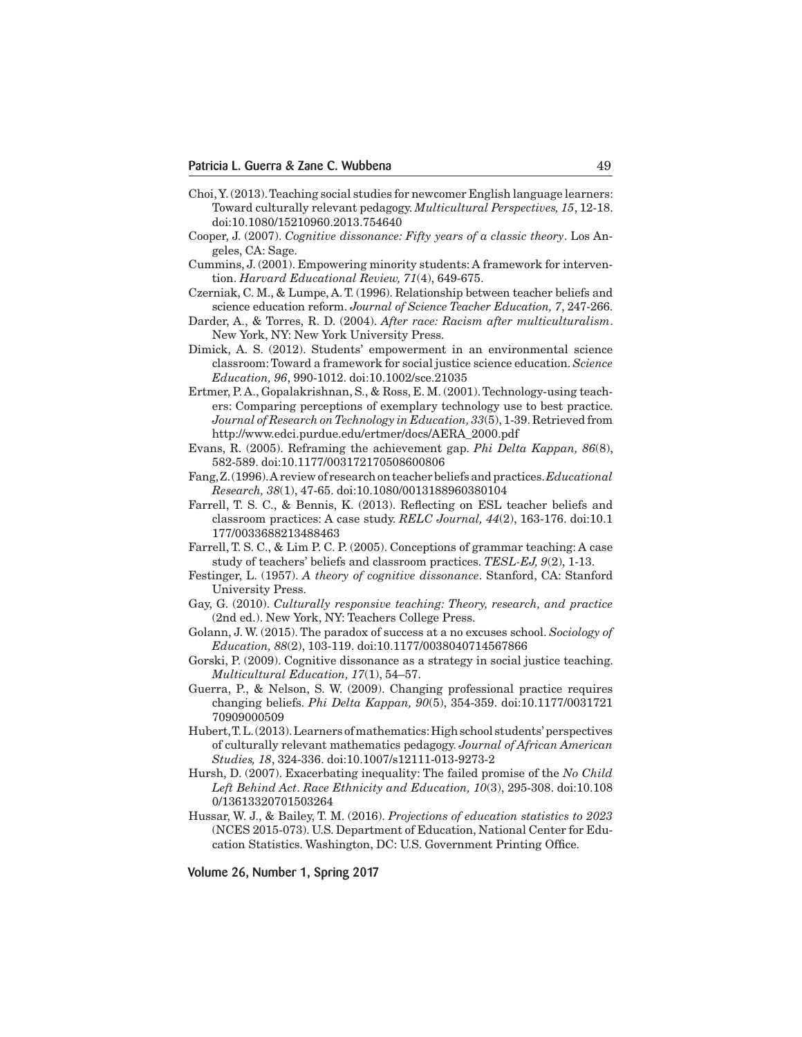Choi, Y. (2013). Teaching social studies for newcomer English language learners: Toward culturally relevant pedagogy. *Multicultural Perspectives, 15*, 12-18. doi:10.1080/15210960.2013.754640

Cooper, J. (2007). *Cognitive dissonance: Fifty years of a classic theory*. Los Angeles, CA: Sage.

Cummins, J. (2001). Empowering minority students: A framework for intervention. *Harvard Educational Review, 71*(4), 649-675.

Czerniak, C. M., & Lumpe, A. T. (1996). Relationship between teacher beliefs and science education reform. *Journal of Science Teacher Education, 7*, 247-266.

Darder, A., & Torres, R. D. (2004). *After race: Racism after multiculturalism*. New York, NY: New York University Press.

Dimick, A. S. (2012). Students' empowerment in an environmental science classroom: Toward a framework for social justice science education. *Science Education, 96*, 990-1012. doi:10.1002/sce.21035

Ertmer, P. A., Gopalakrishnan, S., & Ross, E. M. (2001). Technology-using teachers: Comparing perceptions of exemplary technology use to best practice. *Journal of Research on Technology in Education, 33*(5), 1-39. Retrieved from http://www.edci.purdue.edu/ertmer/docs/AERA_2000.pdf

Evans, R. (2005). Reframing the achievement gap. *Phi Delta Kappan, 86*(8), 582-589. doi:10.1177/003172170508600806

Fang, Z. (1996). A review of research on teacher beliefs and practices. *Educational Research, 38*(1), 47-65. doi:10.1080/0013188960380104

Farrell, T. S. C., & Bennis, K. (2013). Reflecting on ESL teacher beliefs and classroom practices: A case study. *RELC Journal, 44*(2), 163-176. doi:10.1177/0033688213488463

Farrell, T. S. C., & Lim P. C. P. (2005). Conceptions of grammar teaching: A case study of teachers' beliefs and classroom practices. *TESL-EJ, 9*(2), 1-13.

Festinger, L. (1957). *A theory of cognitive dissonance*. Stanford, CA: Stanford University Press.

Gay, G. (2010). *Culturally responsive teaching: Theory, research, and practice* (2nd ed.). New York, NY: Teachers College Press.

Golann, J. W. (2015). The paradox of success at a no excuses school. *Sociology of Education, 88*(2), 103-119. doi:10.1177/0038040714567866

Gorski, P. (2009). Cognitive dissonance as a strategy in social justice teaching. *Multicultural Education, 17*(1), 54–57.

Guerra, P., & Nelson, S. W. (2009). Changing professional practice requires changing beliefs. *Phi Delta Kappan, 90*(5), 354-359. doi:10.1177/003172170909000509

Hubert, T. L. (2013). Learners of mathematics: High school students' perspectives of culturally relevant mathematics pedagogy. *Journal of African American Studies, 18*, 324-336. doi:10.1007/s12111-013-9273-2

Hursh, D. (2007). Exacerbating inequality: The failed promise of the *No Child Left Behind Act*. *Race Ethnicity and Education, 10*(3), 295-308. doi:10.1080/13613320701503264

Hussar, W. J., & Bailey, T. M. (2016). *Projections of education statistics to 2023* (NCES 2015-073). U.S. Department of Education, National Center for Education Statistics. Washington, DC: U.S. Government Printing Office.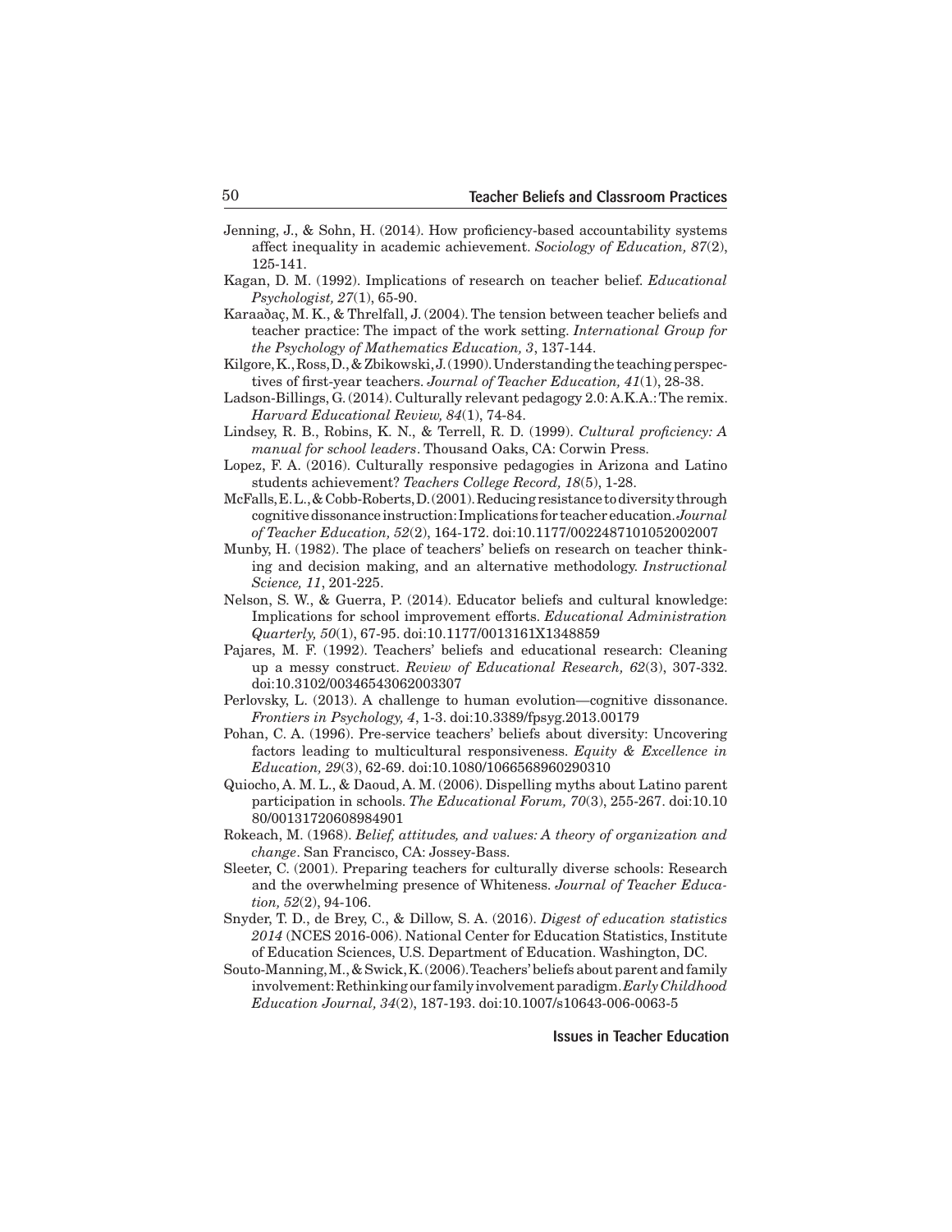Jenning, J., & Sohn, H. (2014). How proficiency-based accountability systems affect inequality in academic achievement. *Sociology of Education, 87*(2), 125-141.

Kagan, D. M. (1992). Implications of research on teacher belief. *Educational Psychologist, 27*(1), 65-90.

Karaaðaç, M. K., & Threlfall, J. (2004). The tension between teacher beliefs and teacher practice: The impact of the work setting. *International Group for the Psychology of Mathematics Education, 3*, 137-144.

Kilgore, K., Ross, D., & Zbikowski, J. (1990). Understanding the teaching perspectives of first-year teachers. *Journal of Teacher Education, 41*(1), 28-38.

Ladson-Billings, G. (2014). Culturally relevant pedagogy 2.0: A.K.A.: The remix. *Harvard Educational Review, 84*(1), 74-84.

Lindsey, R. B., Robins, K. N., & Terrell, R. D. (1999). *Cultural proficiency: A manual for school leaders*. Thousand Oaks, CA: Corwin Press.

Lopez, F. A. (2016). Culturally responsive pedagogies in Arizona and Latino students achievement? *Teachers College Record, 18*(5), 1-28.

McFalls, E. L., & Cobb-Roberts, D. (2001). Reducing resistance to diversity through cognitive dissonance instruction: Implications for teacher education. *Journal of Teacher Education, 52*(2), 164-172. doi:10.1177/0022487101052002007

Munby, H. (1982). The place of teachers' beliefs on research on teacher thinking and decision making, and an alternative methodology. *Instructional Science, 11*, 201-225.

Nelson, S. W., & Guerra, P. (2014). Educator beliefs and cultural knowledge: Implications for school improvement efforts. *Educational Administration Quarterly, 50*(1), 67-95. doi:10.1177/0013161X1348859

Pajares, M. F. (1992). Teachers' beliefs and educational research: Cleaning up a messy construct. *Review of Educational Research, 62*(3), 307-332. doi:10.3102/00346543062003307

Perlovsky, L. (2013). A challenge to human evolution—cognitive dissonance. *Frontiers in Psychology, 4*, 1-3. doi:10.3389/fpsyg.2013.00179

Pohan, C. A. (1996). Pre-service teachers' beliefs about diversity: Uncovering factors leading to multicultural responsiveness. *Equity & Excellence in Education, 29*(3), 62-69. doi:10.1080/1066568960290310

Quiocho, A. M. L., & Daoud, A. M. (2006). Dispelling myths about Latino parent participation in schools. *The Educational Forum, 70*(3), 255-267. doi:10.1080/00131720608984901

Rokeach, M. (1968). *Belief, attitudes, and values: A theory of organization and change*. San Francisco, CA: Jossey-Bass.

Sleeter, C. (2001). Preparing teachers for culturally diverse schools: Research and the overwhelming presence of Whiteness. *Journal of Teacher Education, 52*(2), 94-106.

Snyder, T. D., de Brey, C., & Dillow, S. A. (2016). *Digest of education statistics 2014* (NCES 2016-006). National Center for Education Statistics, Institute of Education Sciences, U.S. Department of Education. Washington, DC.

Souto-Manning, M., & Swick, K. (2006). Teachers' beliefs about parent and family involvement: Rethinking our family involvement paradigm. *Early Childhood Education Journal, 34*(2), 187-193. doi:10.1007/s10643-006-0063-5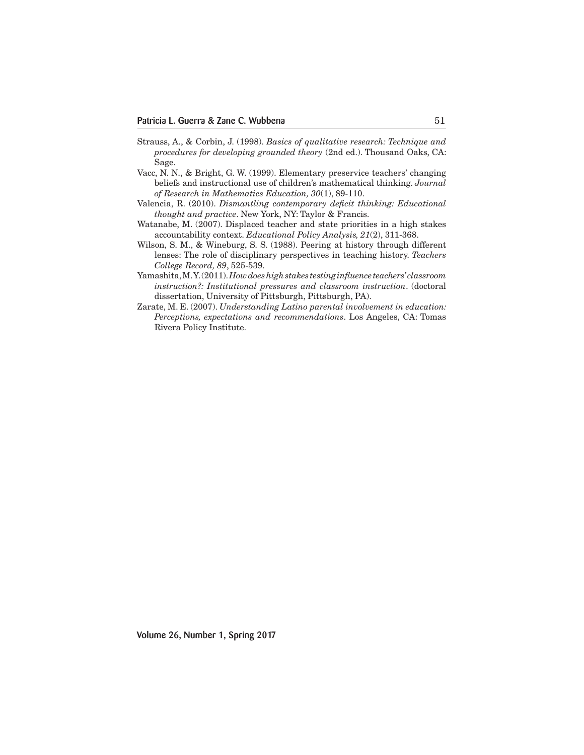Strauss, A., & Corbin, J. (1998). *Basics of qualitative research: Technique and procedures for developing grounded theory* (2nd ed.). Thousand Oaks, CA: Sage.

Vacc, N. N., & Bright, G. W. (1999). Elementary preservice teachers' changing beliefs and instructional use of children's mathematical thinking. *Journal of Research in Mathematics Education, 30*(1), 89-110.

Valencia, R. (2010). *Dismantling contemporary deficit thinking: Educational thought and practice*. New York, NY: Taylor & Francis.

Watanabe, M. (2007). Displaced teacher and state priorities in a high stakes accountability context. *Educational Policy Analysis, 21*(2), 311-368.

Wilson, S. M., & Wineburg, S. S. (1988). Peering at history through different lenses: The role of disciplinary perspectives in teaching history. *Teachers College Record, 89*, 525-539.

Yamashita, M.Y. (2011). *How does high stakes testing influence teachers' classroom instruction?: Institutional pressures and classroom instruction*. (doctoral dissertation, University of Pittsburgh, Pittsburgh, PA).

Zarate, M. E. (2007). *Understanding Latino parental involvement in education: Perceptions, expectations and recommendations*. Los Angeles, CA: Tomas Rivera Policy Institute.